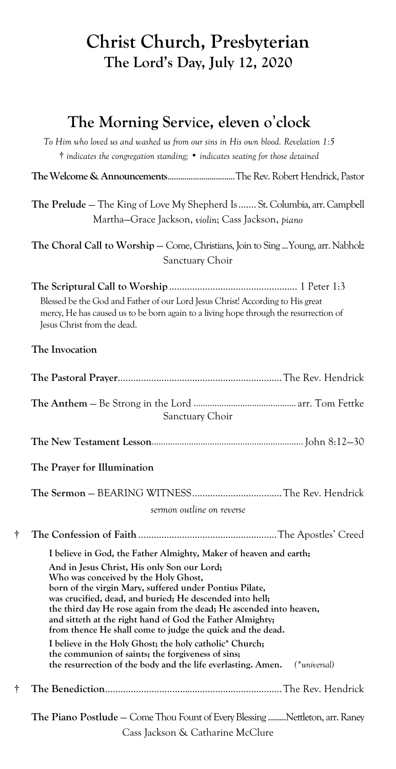# Christ Church, Presbyterian
## The Lord's Day, July 12, 2020

## The Morning Service, eleven o'clock

*To Him who loved us and washed us from our sins in His own blood. Revelation 1:5*
*† indicates the congregation standing; • indicates seating for those detained*

**The Welcome & Announcements**................................The Rev. Robert Hendrick, Pastor

**The Prelude** — The King of Love My Shepherd Is....... St. Columbia, arr. Campbell
Martha–Grace Jackson, *violin*; Cass Jackson, *piano*

**The Choral Call to Worship** — Come, Christians, Join to Sing ...Young, arr. Nabholz
Sanctuary Choir

**The Scriptural Call to Worship**.................................................. 1 Peter 1:3

Blessed be the God and Father of our Lord Jesus Christ! According to His great mercy, He has caused us to be born again to a living hope through the resurrection of Jesus Christ from the dead.

**The Invocation**

**The Pastoral Prayer**................................................................The Rev. Hendrick

**The Anthem** — Be Strong in the Lord ........................................... arr. Tom Fettke
Sanctuary Choir

**The New Testament Lesson**................................................................. John 8:12–30

**The Prayer for Illumination**

**The Sermon** — BEARING WITNESS...................................The Rev. Hendrick
*sermon outline on reverse*

† **The Confession of Faith** ......................................................The Apostles' Creed

**I believe in God, the Father Almighty, Maker of heaven and earth;**
**And in Jesus Christ, His only Son our Lord;**
**Who was conceived by the Holy Ghost,**
**born of the virgin Mary, suffered under Pontius Pilate,**
**was crucified, dead, and buried; He descended into hell;**
**the third day He rose again from the dead; He ascended into heaven,**
**and sitteth at the right hand of God the Father Almighty;**
**from thence He shall come to judge the quick and the dead.**
**I believe in the Holy Ghost; the holy catholic\* Church;**
**the communion of saints; the forgiveness of sins;**
**the resurrection of the body and the life everlasting. Amen.** *(\*universal)*

† **The Benediction**.....................................................................The Rev. Hendrick

**The Piano Postlude** — Come Thou Fount of Every Blessing .........Nettleton, arr. Raney
Cass Jackson & Catharine McClure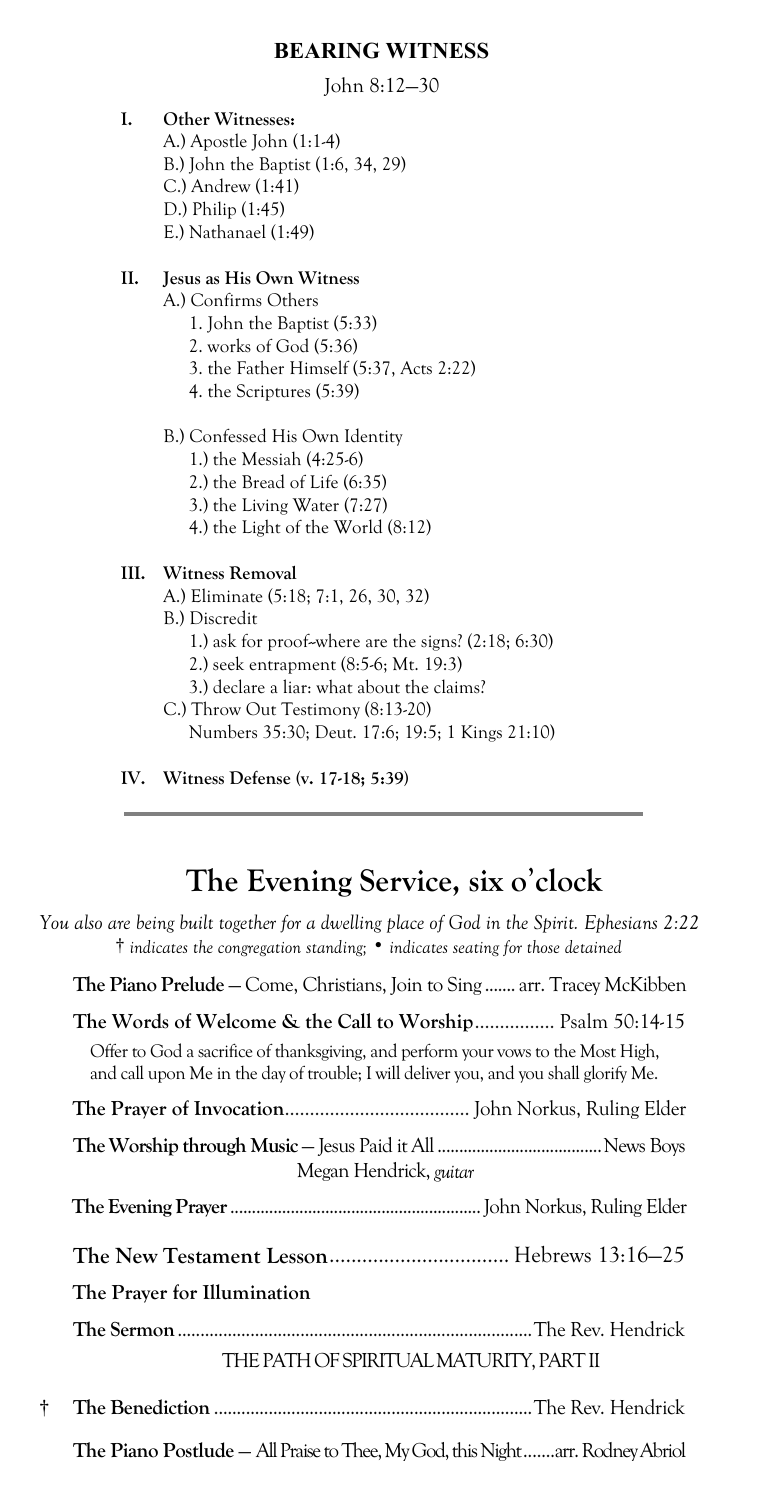## BEARING WITNESS

John 8:12—30

**I. Other Witnesses:**

A.) Apostle John (1:1-4)
B.) John the Baptist (1:6, 34, 29)
C.) Andrew (1:41)
D.) Philip (1:45)
E.) Nathanael (1:49)

**II. Jesus as His Own Witness**

A.) Confirms Others
1. John the Baptist (5:33)
2. works of God (5:36)
3. the Father Himself (5:37, Acts 2:22)
4. the Scriptures (5:39)

B.) Confessed His Own Identity
1.) the Messiah (4:25-6)
2.) the Bread of Life (6:35)
3.) the Living Water (7:27)
4.) the Light of the World (8:12)

**III. Witness Removal**

A.) Eliminate (5:18; 7:1, 26, 30, 32)
B.) Discredit
1.) ask for proof--where are the signs? (2:18; 6:30)
2.) seek entrapment (8:5-6; Mt. 19:3)
3.) declare a liar: what about the claims?
C.) Throw Out Testimony (8:13-20)
Numbers 35:30; Deut. 17:6; 19:5; 1 Kings 21:10)

**IV. Witness Defense (v. 17-18; 5:39)**

---

# The Evening Service, six o'clock

*You also are being built together for a dwelling place of God in the Spirit. Ephesians 2:22*
† *indicates the congregation standing;* • *indicates seating for those detained*

**The Piano Prelude** — Come, Christians, Join to Sing ....... arr. Tracey McKibben

**The Words of Welcome & the Call to Worship**................ Psalm 50:14-15

Offer to God a sacrifice of thanksgiving, and perform your vows to the Most High, and call upon Me in the day of trouble; I will deliver you, and you shall glorify Me.

**The Prayer of Invocation**.................................... John Norkus, Ruling Elder

**The Worship through Music** — Jesus Paid it All ...................................... News Boys
Megan Hendrick, *guitar*

**The Evening Prayer** .......................................................... John Norkus, Ruling Elder

**The New Testament Lesson**................................. Hebrews 13:16—25

**The Prayer for Illumination**

**The Sermon** .............................................................................The Rev. Hendrick
THE PATH OF SPIRITUAL MATURITY, PART II

† **The Benediction** .....................................................................The Rev. Hendrick

**The Piano Postlude** — All Praise to Thee, My God, this Night.......arr. Rodney Abriol